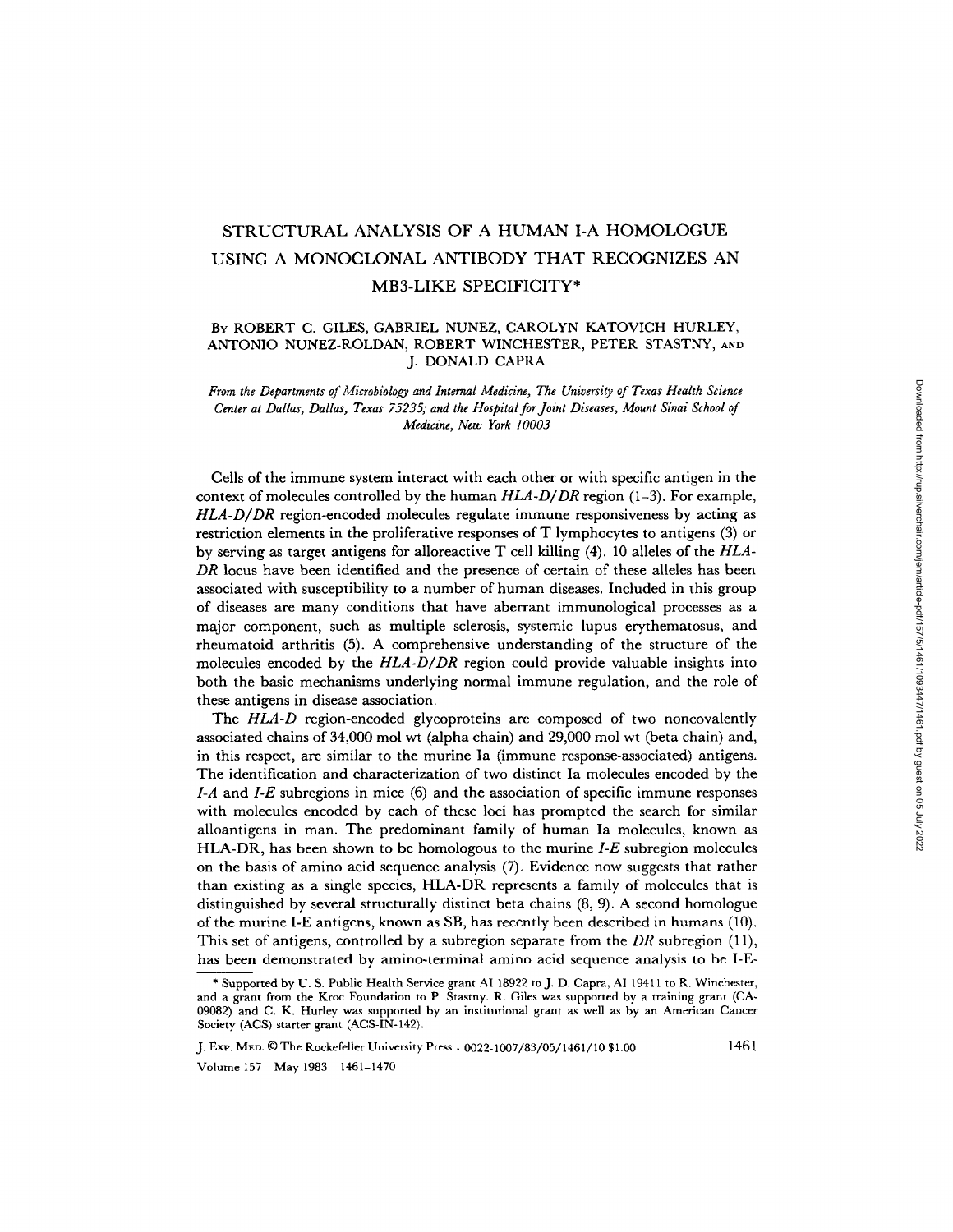# STRUCTURAL ANALYSIS OF A HUMAN I-A HOMOLOGUE USING A MONOCLONAL ANTIBODY THAT RECOGNIZES AN MB3-LIKE SPECIFICITY*

By ROBERT C. GILES, GABRIEL NUNEZ, CAROLYN KATOVICH HURLEY, ANTONIO NUNEZ-ROLDAN, ROBERT WINCHESTER, PETER STASTNY, AND J. DONALD CAPRA

*From the Departments of Microbiology and Internal Medicine, The University of Texas Health Science Center at Dallas, Dallas, Texas 75235; and the Hospital for Joint Diseases, Mount Sinai School of Medicine, New York 10003*

Cells of the immune system interact with each other or with specific antigen in the context of molecules controlled by the human *HLA-D/DR* region (1–3). For example, *HLA-D/DR* region-encoded molecules regulate immune responsiveness by acting as restriction elements in the proliferative responses of T lymphocytes to antigens (3) or by serving as target antigens for alloreactive T cell killing (4). 10 alleles of the *HLA-DR* locus have been identified and the presence of certain of these alleles has been associated with susceptibility to a number of human diseases. Included in this group of diseases are many conditions that have aberrant immunological processes as a major component, such as multiple sclerosis, systemic lupus erythematosus, and rheumatoid arthritis (5). A comprehensive understanding of the structure of the molecules encoded by the *HLA-D/DR* region could provide valuable insights into both the basic mechanisms underlying normal immune regulation, and the role of these antigens in disease association.

The *HLA-D* region-encoded glycoproteins are composed of two noncovalently associated chains of 34,000 mol wt (alpha chain) and 29,000 mol wt (beta chain) and, in this respect, are similar to the murine Ia (immune response-associated) antigens. The identification and characterization of two distinct Ia molecules encoded by the *I-A* and *I-E* subregions in mice (6) and the association of specific immune responses with molecules encoded by each of these loci has prompted the search for similar alloantigens in man. The predominant family of human Ia molecules, known as HLA-DR, has been shown to be homologous to the murine *I-E* subregion molecules on the basis of amino acid sequence analysis (7). Evidence now suggests that rather than existing as a single species, HLA-DR represents a family of molecules that is distinguished by several structurally distinct beta chains (8, 9). A second homologue of the murine I-E antigens, known as SB, has recently been described in humans (10). This set of antigens, controlled by a subregion separate from the *DR* subregion (11), has been demonstrated by amino-terminal amino acid sequence analysis to be I-E-

---

\* Supported by U. S. Public Health Service grant AI 18922 to J. D. Capra, AI 19411 to R. Winchester, and a grant from the Kroc Foundation to P. Stastny. R. Giles was supported by a training grant (CA-09082) and C. K. Hurley was supported by an institutional grant as well as by an American Cancer Society (ACS) starter grant (ACS-IN-142).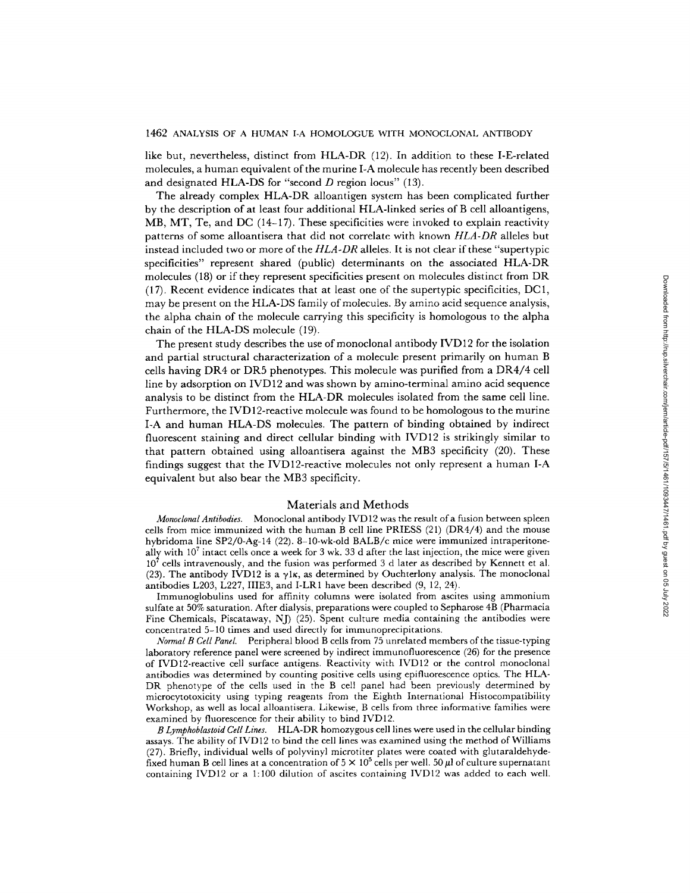like but, nevertheless, distinct from HLA-DR (12). In addition to these I-E-related molecules, a human equivalent of the murine I-A molecule has recently been described and designated HLA-DS for "second *D* region locus" (13).

The already complex HLA-DR alloantigen system has been complicated further by the description of at least four additional HLA-linked series of B cell alloantigens, MB, MT, Te, and DC (14–17). These specificities were invoked to explain reactivity patterns of some alloantisera that did not correlate with known *HLA-DR* alleles but instead included two or more of the *HLA-DR* alleles. It is not clear if these "supertypic specificities" represent shared (public) determinants on the associated HLA-DR molecules (18) or if they represent specificities present on molecules distinct from DR (17). Recent evidence indicates that at least one of the supertypic specificities, DC1, may be present on the HLA-DS family of molecules. By amino acid sequence analysis, the alpha chain of the molecule carrying this specificity is homologous to the alpha chain of the HLA-DS molecule (19).

The present study describes the use of monoclonal antibody IVD12 for the isolation and partial structural characterization of a molecule present primarily on human B cells having DR4 or DR5 phenotypes. This molecule was purified from a DR4/4 cell line by adsorption on IVD12 and was shown by amino-terminal amino acid sequence analysis to be distinct from the HLA-DR molecules isolated from the same cell line. Furthermore, the IVD12-reactive molecule was found to be homologous to the murine I-A and human HLA-DS molecules. The pattern of binding obtained by indirect fluorescent staining and direct cellular binding with IVD12 is strikingly similar to that pattern obtained using alloantisera against the MB3 specificity (20). These findings suggest that the IVD12-reactive molecules not only represent a human I-A equivalent but also bear the MB3 specificity.

## Materials and Methods

*Monoclonal Antibodies.* Monoclonal antibody IVD12 was the result of a fusion between spleen cells from mice immunized with the human B cell line PRIESS (21) (DR4/4) and the mouse hybridoma line SP2/0-Ag-14 (22). 8–10-wk-old BALB/c mice were immunized intraperitoneally with $10^7$ intact cells once a week for 3 wk. 33 d after the last injection, the mice were given $10^7$ cells intravenously, and the fusion was performed 3 d later as described by Kennett et al. (23). The antibody IVD12 is a $\gamma 1 \kappa$, as determined by Ouchterlony analysis. The monoclonal antibodies L203, L227, IIIE3, and I-LR1 have been described (9, 12, 24).

Immunoglobulins used for affinity columns were isolated from ascites using ammonium sulfate at 50% saturation. After dialysis, preparations were coupled to Sepharose 4B (Pharmacia Fine Chemicals, Piscataway, NJ) (25). Spent culture media containing the antibodies were concentrated 5–10 times and used directly for immunoprecipitations.

*Normal B Cell Panel.* Peripheral blood B cells from 75 unrelated members of the tissue-typing laboratory reference panel were screened by indirect immunofluorescence (26) for the presence of IVD12-reactive cell surface antigens. Reactivity with IVD12 or the control monoclonal antibodies was determined by counting positive cells using epifluorescence optics. The HLA-DR phenotype of the cells used in the B cell panel had been previously determined by microcytotoxicity using typing reagents from the Eighth International Histocompatibility Workshop, as well as local alloantisera. Likewise, B cells from three informative families were examined by fluorescence for their ability to bind IVD12.

*B Lymphoblastoid Cell Lines.* HLA-DR homozygous cell lines were used in the cellular binding assays. The ability of IVD12 to bind the cell lines was examined using the method of Williams (27). Briefly, individual wells of polyvinyl microtiter plates were coated with glutaraldehyde-fixed human B cell lines at a concentration of $5 \times 10^5$ cells per well. 50 $\mu$l of culture supernatant containing IVD12 or a 1:100 dilution of ascites containing IVD12 was added to each well.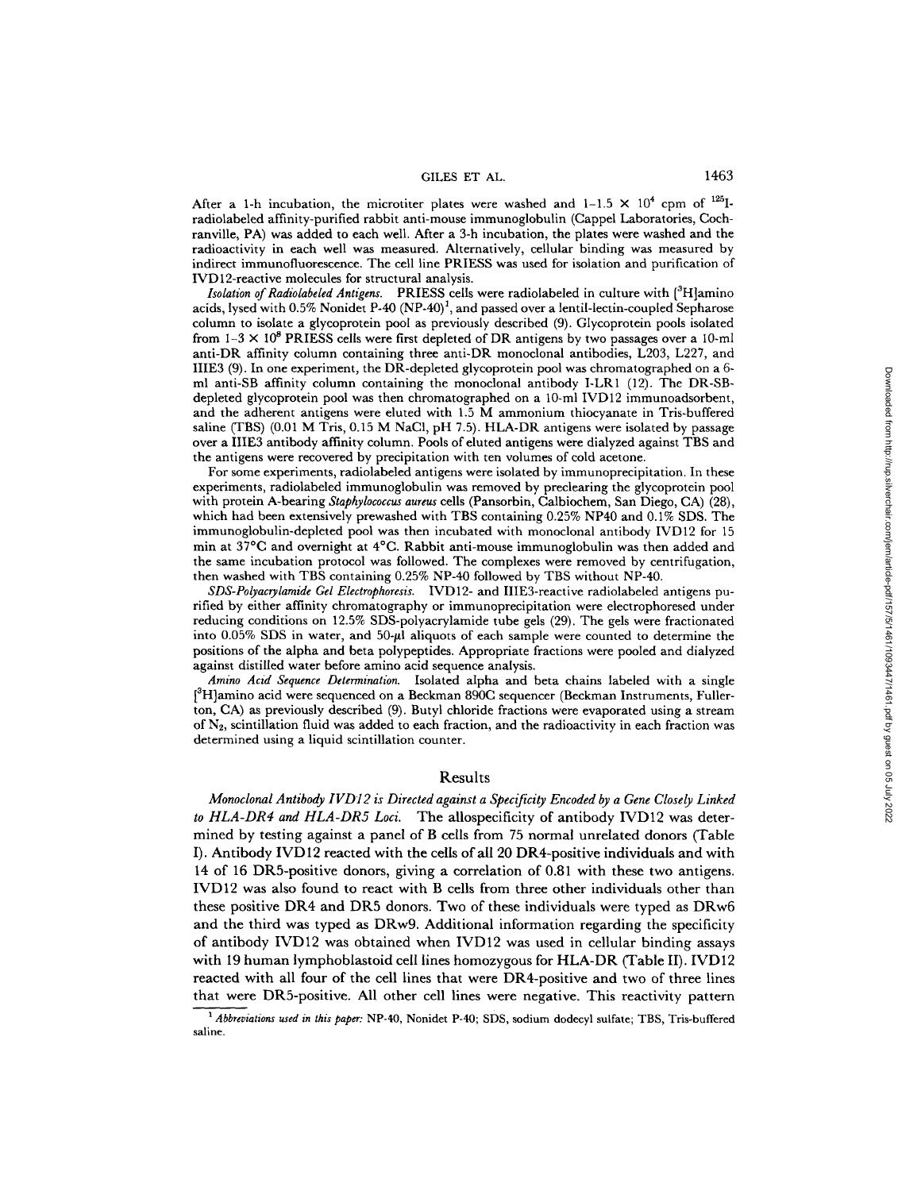After a 1-h incubation, the microtiter plates were washed and $1-1.5 \times 10^4$ cpm of $^{125}$I-radiolabeled affinity-purified rabbit anti-mouse immunoglobulin (Cappel Laboratories, Cochranville, PA) was added to each well. After a 3-h incubation, the plates were washed and the radioactivity in each well was measured. Alternatively, cellular binding was measured by indirect immunofluorescence. The cell line PRIESS was used for isolation and purification of IVD12-reactive molecules for structural analysis.

*Isolation of Radiolabeled Antigens.* PRIESS cells were radiolabeled in culture with [$^3$H]amino acids, lysed with 0.5% Nonidet P-40 (NP-40)[1], and passed over a lentil-lectin-coupled Sepharose column to isolate a glycoprotein pool as previously described (9). Glycoprotein pools isolated from $1-3 \times 10^8$ PRIESS cells were first depleted of DR antigens by two passages over a 10-ml anti-DR affinity column containing three anti-DR monoclonal antibodies, L203, L227, and IIIE3 (9). In one experiment, the DR-depleted glycoprotein pool was chromatographed on a 6-ml anti-SB affinity column containing the monoclonal antibody I-LR1 (12). The DR-SB-depleted glycoprotein pool was then chromatographed on a 10-ml IVD12 immunoadsorbent, and the adherent antigens were eluted with 1.5 M ammonium thiocyanate in Tris-buffered saline (TBS) (0.01 M Tris, 0.15 M NaCl, pH 7.5). HLA-DR antigens were isolated by passage over a IIIE3 antibody affinity column. Pools of eluted antigens were dialyzed against TBS and the antigens were recovered by precipitation with ten volumes of cold acetone.

For some experiments, radiolabeled antigens were isolated by immunoprecipitation. In these experiments, radiolabeled immunoglobulin was removed by preclearing the glycoprotein pool with protein A-bearing *Staphylococcus aureus* cells (Pansorbin, Calbiochem, San Diego, CA) (28), which had been extensively prewashed with TBS containing 0.25% NP40 and 0.1% SDS. The immunoglobulin-depleted pool was then incubated with monoclonal antibody IVD12 for 15 min at 37°C and overnight at 4°C. Rabbit anti-mouse immunoglobulin was then added and the same incubation protocol was followed. The complexes were removed by centrifugation, then washed with TBS containing 0.25% NP-40 followed by TBS without NP-40.

*SDS-Polyacrylamide Gel Electrophoresis.* IVD12- and IIIE3-reactive radiolabeled antigens purified by either affinity chromatography or immunoprecipitation were electrophoresed under reducing conditions on 12.5% SDS-polyacrylamide tube gels (29). The gels were fractionated into 0.05% SDS in water, and 50-μl aliquots of each sample were counted to determine the positions of the alpha and beta polypeptides. Appropriate fractions were pooled and dialyzed against distilled water before amino acid sequence analysis.

*Amino Acid Sequence Determination.* Isolated alpha and beta chains labeled with a single [$^3$H]amino acid were sequenced on a Beckman 890C sequencer (Beckman Instruments, Fullerton, CA) as previously described (9). Butyl chloride fractions were evaporated using a stream of $N_2$, scintillation fluid was added to each fraction, and the radioactivity in each fraction was determined using a liquid scintillation counter.

## Results

*Monoclonal Antibody IVD12 is Directed against a Specificity Encoded by a Gene Closely Linked to HLA-DR4 and HLA-DR5 Loci.* The allospecificity of antibody IVD12 was determined by testing against a panel of B cells from 75 normal unrelated donors (Table I). Antibody IVD12 reacted with the cells of all 20 DR4-positive individuals and with 14 of 16 DR5-positive donors, giving a correlation of 0.81 with these two antigens. IVD12 was also found to react with B cells from three other individuals other than these positive DR4 and DR5 donors. Two of these individuals were typed as DRw6 and the third was typed as DRw9. Additional information regarding the specificity of antibody IVD12 was obtained when IVD12 was used in cellular binding assays with 19 human lymphoblastoid cell lines homozygous for HLA-DR (Table II). IVD12 reacted with all four of the cell lines that were DR4-positive and two of three lines that were DR5-positive. All other cell lines were negative. This reactivity pattern

[1] *Abbreviations used in this paper:* NP-40, Nonidet P-40; SDS, sodium dodecyl sulfate; TBS, Tris-buffered saline.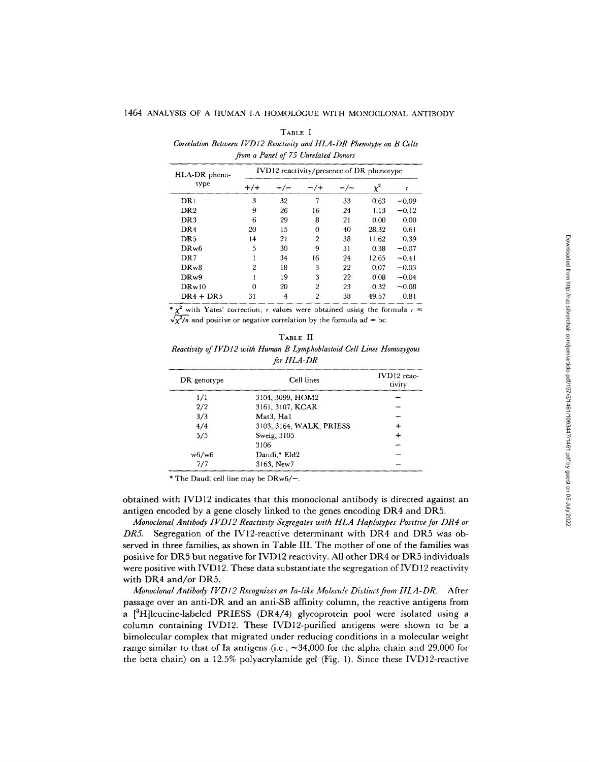TABLE I

*Correlation Between IVD12 Reactivity and HLA-DR Phenotype on B Cells from a Panel of 75 Unrelated Donors*

| HLA-DR phenotype | IVD12 reactivity/presence of DR phenotype | | | | | |
|---|---|---|---|---|---|---|
| | +/+ | +/− | −/+ | −/− | $\chi^2$ | $r$ |
| DR1 | 3 | 32 | 7 | 33 | 0.63 | −0.09 |
| DR2 | 9 | 26 | 16 | 24 | 1.13 | −0.12 |
| DR3 | 6 | 29 | 8 | 21 | 0.00 | 0.00 |
| DR4 | 20 | 15 | 0 | 40 | 28.32 | 0.61 |
| DR5 | 14 | 21 | 2 | 38 | 11.62 | 0.39 |
| DRw6 | 5 | 30 | 9 | 31 | 0.38 | −0.07 |
| DR7 | 1 | 34 | 16 | 24 | 12.65 | −0.41 |
| DRw8 | 2 | 18 | 3 | 22 | 0.07 | −0.03 |
| DRw9 | 1 | 19 | 3 | 22 | 0.08 | −0.04 |
| DRw10 | 0 | 20 | 2 | 23 | 0.32 | −0.08 |
| DR4 + DR5 | 31 | 4 | 2 | 38 | 49.57 | 0.81 |

* $\chi^2$ with Yates' correction; $r$ values were obtained using the formula $r = \sqrt{\chi^2/n}$ and positive or negative correlation by the formula ad = bc.

TABLE II

*Reactivity of IVD12 with Human B Lymphoblastoid Cell Lines Homozygous for HLA-DR*

| DR genotype | Cell lines | IVD12 reactivity |
|---|---|---|
| 1/1 | 3104, 3099, HOM2 | − |
| 2/2 | 3161, 3107, KCAR | − |
| 3/3 | Mat3, Ha1 | − |
| 4/4 | 3103, 3164, WALK, PRIESS | + |
| 5/5 | Sweig, 3105 | + |
| | 3106 | − |
| w6/w6 | Daudi,* Eld2 | − |
| 7/7 | 3163, New7 | − |

* The Daudi cell line may be DRw6/−.

obtained with IVD12 indicates that this monoclonal antibody is directed against an antigen encoded by a gene closely linked to the genes encoding DR4 and DR5.

*Monoclonal Antibody IVD12 Reactivity Segregates with HLA Haplotypes Positive for DR4 or DR5.* Segregation of the IV12-reactive determinant with DR4 and DR5 was observed in three families, as shown in Table III. The mother of one of the families was positive for DR5 but negative for IVD12 reactivity. All other DR4 or DR5 individuals were positive with IVD12. These data substantiate the segregation of IVD12 reactivity with DR4 and/or DR5.

*Monoclonal Antibody IVD12 Recognizes an Ia-like Molecule Distinct from HLA-DR.* After passage over an anti-DR and an anti-SB affinity column, the reactive antigens from a [$^3$H]leucine-labeled PRIESS (DR4/4) glycoprotein pool were isolated using a column containing IVD12. These IVD12-purified antigens were shown to be a bimolecular complex that migrated under reducing conditions in a molecular weight range similar to that of Ia antigens (i.e., ~34,000 for the alpha chain and 29,000 for the beta chain) on a 12.5% polyacrylamide gel (Fig. 1). Since these IVD12-reactive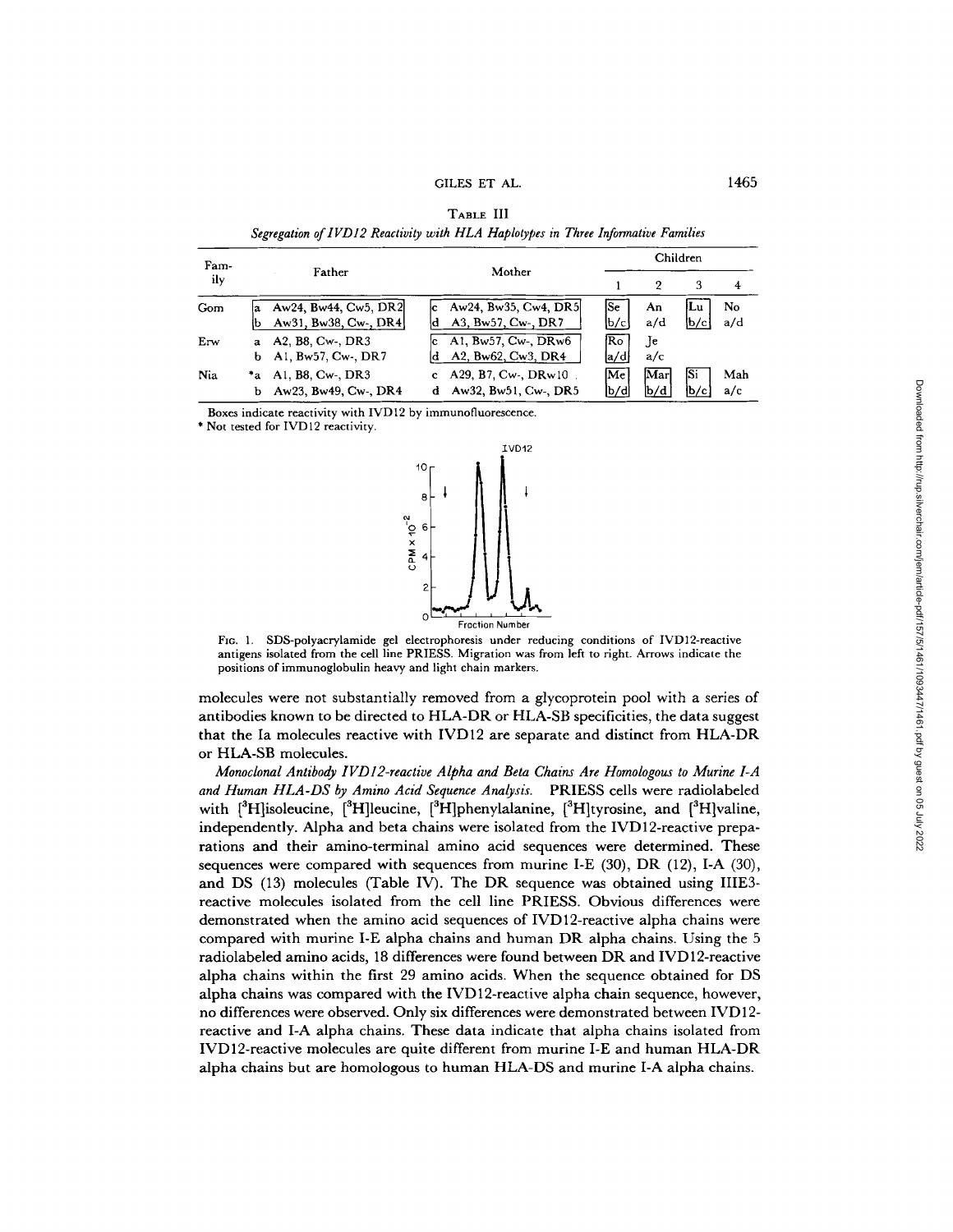TABLE III

*Segregation of IVD12 Reactivity with HLA Haplotypes in Three Informative Families*

| Family | Father | Mother | Children 1 | Children 2 | Children 3 | Children 4 |
|---|---|---|---|---|---|---|
| Gom | [a Aw24, Bw44, Cw5, DR2] [b Aw31, Bw38, Cw-, DR4] | [c Aw24, Bw35, Cw4, DR5] [d A3, Bw57, Cw-, DR7] | [Se b/c] | An a/d | [Lu b/c] | No a/d |
| Erw | a A2, B8, Cw-, DR3 b A1, Bw57, Cw-, DR7 | [c A1, Bw57, Cw-, DRw6] [d A2, Bw62, Cw3, DR4] | [Ro a/d] | Je a/c | | |
| Nia | *a A1, B8, Cw-, DR3 b Aw23, Bw49, Cw-, DR4 | c A29, B7, Cw-, DRw10 d Aw32, Bw51, Cw-, DR5 | [Me b/d] | [Mar b/d] | [Si b/c] | Mah a/c |

Boxes indicate reactivity with IVD12 by immunofluorescence.

* Not tested for IVD12 reactivity.

FIG. 1. SDS-polyacrylamide gel electrophoresis under reducing conditions of IVD12-reactive antigens isolated from the cell line PRIESS. Migration was from left to right. Arrows indicate the positions of immunoglobulin heavy and light chain markers.

molecules were not substantially removed from a glycoprotein pool with a series of antibodies known to be directed to HLA-DR or HLA-SB specificities, the data suggest that the Ia molecules reactive with IVD12 are separate and distinct from HLA-DR or HLA-SB molecules.

*Monoclonal Antibody IVD12-reactive Alpha and Beta Chains Are Homologous to Murine I-A and Human HLA-DS by Amino Acid Sequence Analysis.* PRIESS cells were radiolabeled with [$^3$H]isoleucine, [$^3$H]leucine, [$^3$H]phenylalanine, [$^3$H]tyrosine, and [$^3$H]valine, independently. Alpha and beta chains were isolated from the IVD12-reactive preparations and their amino-terminal amino acid sequences were determined. These sequences were compared with sequences from murine I-E (30), DR (12), I-A (30), and DS (13) molecules (Table IV). The DR sequence was obtained using IIIE3-reactive molecules isolated from the cell line PRIESS. Obvious differences were demonstrated when the amino acid sequences of IVD12-reactive alpha chains were compared with murine I-E alpha chains and human DR alpha chains. Using the 5 radiolabeled amino acids, 18 differences were found between DR and IVD12-reactive alpha chains within the first 29 amino acids. When the sequence obtained for DS alpha chains was compared with the IVD12-reactive alpha chain sequence, however, no differences were observed. Only six differences were demonstrated between IVD12-reactive and I-A alpha chains. These data indicate that alpha chains isolated from IVD12-reactive molecules are quite different from murine I-E and human HLA-DR alpha chains but are homologous to human HLA-DS and murine I-A alpha chains.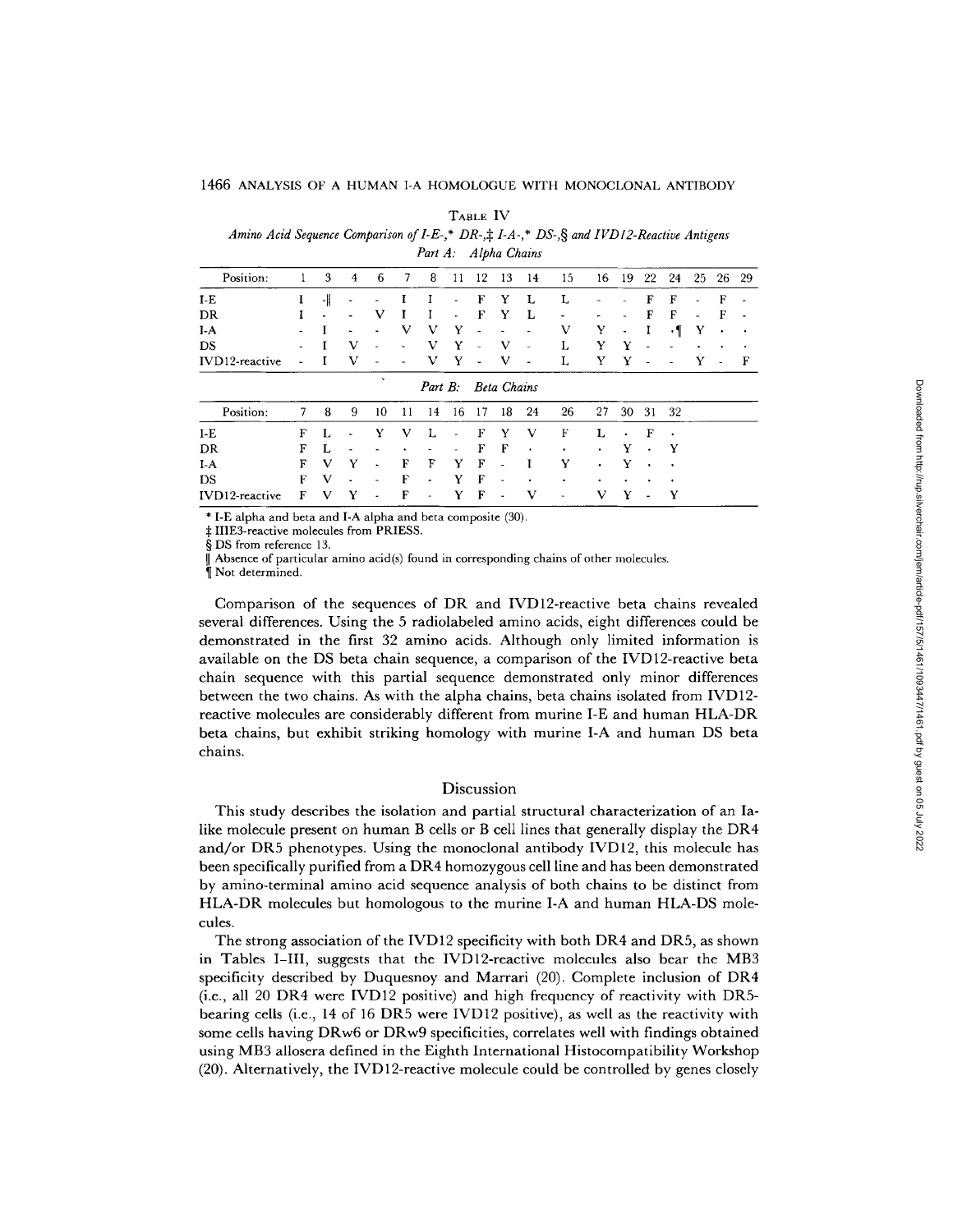TABLE IV

*Amino Acid Sequence Comparison of I-E-,\* DR-,‡ I-A-,\* DS-,§ and IVD12-Reactive Antigens*

*Part A: Alpha Chains*

| Position: | 1 | 3 | 4 | 6 | 7 | 8 | 11 | 12 | 13 | 14 | 15 | 16 | 19 | 22 | 24 | 25 | 26 | 29 |
|---|---|---|---|---|---|---|---|---|---|---|---|---|---|---|---|---|---|---|
| I-E | I | -‖ | - | - | I | I | - | F | Y | L | L | - | - | F | F | - | F | - |
| DR | I | - | - | V | I | I | - | F | Y | L | - | - | - | F | F | - | F | - |
| I-A | - | I | - | - | V | V | Y | - | - | - | V | Y | - | I | ·¶ | Y | · | · |
| DS | - | I | V | - | - | V | Y | - | V | - | L | Y | Y | - | - | · | · | · |
| IVD12-reactive | - | I | V | - | - | V | Y | - | V | - | L | Y | Y | - | - | Y | - | F |

*Part B: Beta Chains*

| Position: | 7 | 8 | 9 | 10 | 11 | 14 | 16 | 17 | 18 | 24 | 26 | 27 | 30 | 31 | 32 |
|---|---|---|---|---|---|---|---|---|---|---|---|---|---|---|---|
| I-E | F | L | - | Y | V | L | - | F | Y | V | F | L | · | F | · |
| DR | F | L | - | - | · | - | - | F | F | · | · | · | Y | · | Y |
| I-A | F | V | Y | - | F | F | Y | F | - | I | Y | · | Y | · | · |
| DS | F | V | - | - | F | - | Y | F | - | · | · | · | · | · | · |
| IVD12-reactive | F | V | Y | - | F | - | Y | F | - | V | - | V | Y | - | Y |

\* I-E alpha and beta and I-A alpha and beta composite (30).

‡ IIIE3-reactive molecules from PRIESS.

§ DS from reference 13.

‖ Absence of particular amino acid(s) found in corresponding chains of other molecules.

¶ Not determined.

Comparison of the sequences of DR and IVD12-reactive beta chains revealed several differences. Using the 5 radiolabeled amino acids, eight differences could be demonstrated in the first 32 amino acids. Although only limited information is available on the DS beta chain sequence, a comparison of the IVD12-reactive beta chain sequence with this partial sequence demonstrated only minor differences between the two chains. As with the alpha chains, beta chains isolated from IVD12-reactive molecules are considerably different from murine I-E and human HLA-DR beta chains, but exhibit striking homology with murine I-A and human DS beta chains.

## Discussion

This study describes the isolation and partial structural characterization of an Ia-like molecule present on human B cells or B cell lines that generally display the DR4 and/or DR5 phenotypes. Using the monoclonal antibody IVD12, this molecule has been specifically purified from a DR4 homozygous cell line and has been demonstrated by amino-terminal amino acid sequence analysis of both chains to be distinct from HLA-DR molecules but homologous to the murine I-A and human HLA-DS molecules.

The strong association of the IVD12 specificity with both DR4 and DR5, as shown in Tables I–III, suggests that the IVD12-reactive molecules also bear the MB3 specificity described by Duquesnoy and Marrari (20). Complete inclusion of DR4 (i.e., all 20 DR4 were IVD12 positive) and high frequency of reactivity with DR5-bearing cells (i.e., 14 of 16 DR5 were IVD12 positive), as well as the reactivity with some cells having DRw6 or DRw9 specificities, correlates well with findings obtained using MB3 allosera defined in the Eighth International Histocompatibility Workshop (20). Alternatively, the IVD12-reactive molecule could be controlled by genes closely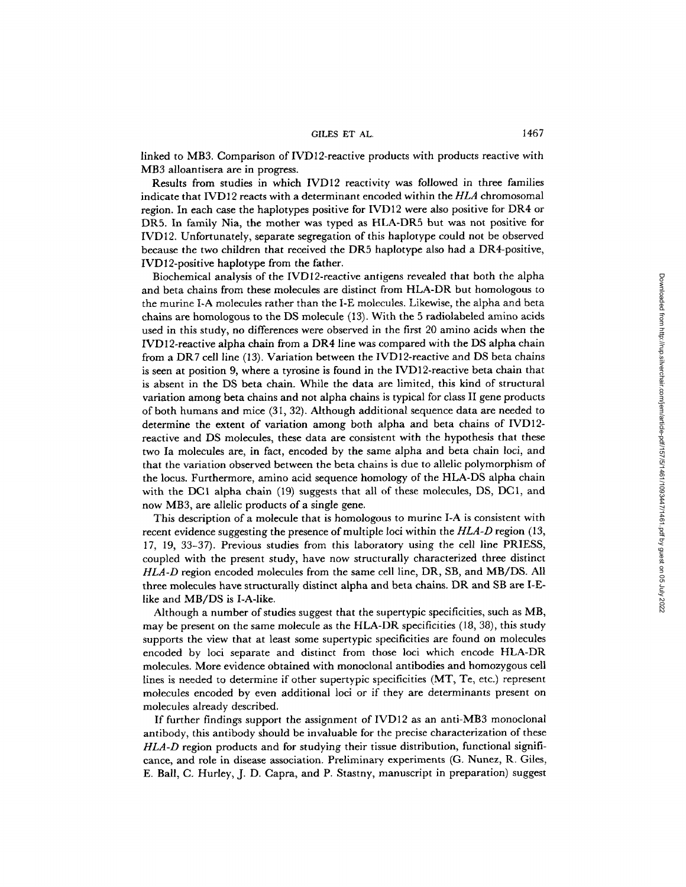linked to MB3. Comparison of IVD12-reactive products with products reactive with MB3 alloantisera are in progress.

Results from studies in which IVD12 reactivity was followed in three families indicate that IVD12 reacts with a determinant encoded within the *HLA* chromosomal region. In each case the haplotypes positive for IVD12 were also positive for DR4 or DR5. In family Nia, the mother was typed as HLA-DR5 but was not positive for IVD12. Unfortunately, separate segregation of this haplotype could not be observed because the two children that received the DR5 haplotype also had a DR4-positive, IVD12-positive haplotype from the father.

Biochemical analysis of the IVD12-reactive antigens revealed that both the alpha and beta chains from these molecules are distinct from HLA-DR but homologous to the murine I-A molecules rather than the I-E molecules. Likewise, the alpha and beta chains are homologous to the DS molecule (13). With the 5 radiolabeled amino acids used in this study, no differences were observed in the first 20 amino acids when the IVD12-reactive alpha chain from a DR4 line was compared with the DS alpha chain from a DR7 cell line (13). Variation between the IVD12-reactive and DS beta chains is seen at position 9, where a tyrosine is found in the IVD12-reactive beta chain that is absent in the DS beta chain. While the data are limited, this kind of structural variation among beta chains and not alpha chains is typical for class II gene products of both humans and mice (31, 32). Although additional sequence data are needed to determine the extent of variation among both alpha and beta chains of IVD12-reactive and DS molecules, these data are consistent with the hypothesis that these two Ia molecules are, in fact, encoded by the same alpha and beta chain loci, and that the variation observed between the beta chains is due to allelic polymorphism of the locus. Furthermore, amino acid sequence homology of the HLA-DS alpha chain with the DC1 alpha chain (19) suggests that all of these molecules, DS, DC1, and now MB3, are allelic products of a single gene.

This description of a molecule that is homologous to murine I-A is consistent with recent evidence suggesting the presence of multiple loci within the *HLA-D* region (13, 17, 19, 33–37). Previous studies from this laboratory using the cell line PRIESS, coupled with the present study, have now structurally characterized three distinct *HLA-D* region encoded molecules from the same cell line, DR, SB, and MB/DS. All three molecules have structurally distinct alpha and beta chains. DR and SB are I-E-like and MB/DS is I-A-like.

Although a number of studies suggest that the supertypic specificities, such as MB, may be present on the same molecule as the HLA-DR specificities (18, 38), this study supports the view that at least some supertypic specificities are found on molecules encoded by loci separate and distinct from those loci which encode HLA-DR molecules. More evidence obtained with monoclonal antibodies and homozygous cell lines is needed to determine if other supertypic specificities (MT, Te, etc.) represent molecules encoded by even additional loci or if they are determinants present on molecules already described.

If further findings support the assignment of IVD12 as an anti-MB3 monoclonal antibody, this antibody should be invaluable for the precise characterization of these *HLA-D* region products and for studying their tissue distribution, functional significance, and role in disease association. Preliminary experiments (G. Nunez, R. Giles, E. Ball, C. Hurley, J. D. Capra, and P. Stastny, manuscript in preparation) suggest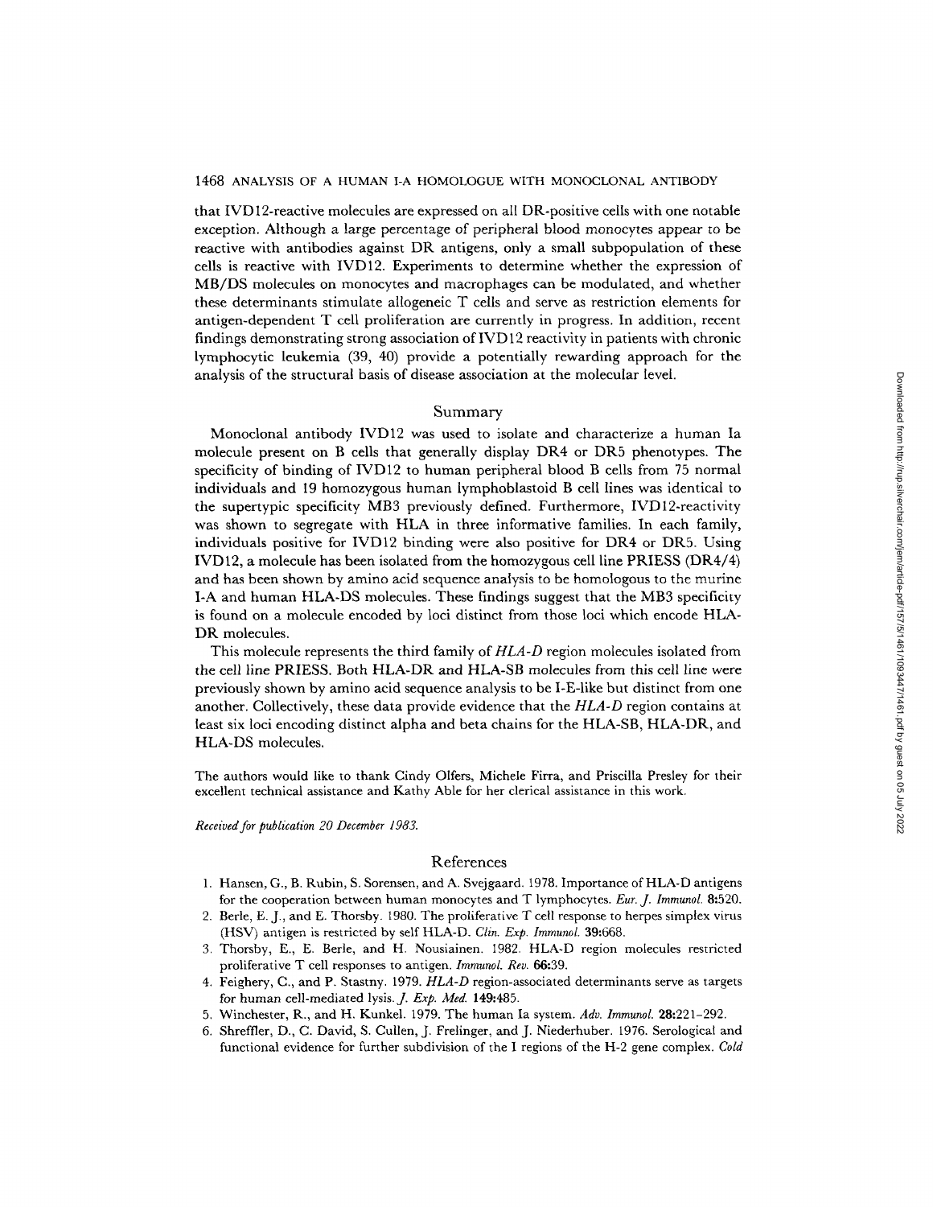that IVD12-reactive molecules are expressed on all DR-positive cells with one notable exception. Although a large percentage of peripheral blood monocytes appear to be reactive with antibodies against DR antigens, only a small subpopulation of these cells is reactive with IVD12. Experiments to determine whether the expression of MB/DS molecules on monocytes and macrophages can be modulated, and whether these determinants stimulate allogeneic T cells and serve as restriction elements for antigen-dependent T cell proliferation are currently in progress. In addition, recent findings demonstrating strong association of IVD12 reactivity in patients with chronic lymphocytic leukemia (39, 40) provide a potentially rewarding approach for the analysis of the structural basis of disease association at the molecular level.

## Summary

Monoclonal antibody IVD12 was used to isolate and characterize a human Ia molecule present on B cells that generally display DR4 or DR5 phenotypes. The specificity of binding of IVD12 to human peripheral blood B cells from 75 normal individuals and 19 homozygous human lymphoblastoid B cell lines was identical to the supertypic specificity MB3 previously defined. Furthermore, IVD12-reactivity was shown to segregate with HLA in three informative families. In each family, individuals positive for IVD12 binding were also positive for DR4 or DR5. Using IVD12, a molecule has been isolated from the homozygous cell line PRIESS (DR4/4) and has been shown by amino acid sequence analysis to be homologous to the murine I-A and human HLA-DS molecules. These findings suggest that the MB3 specificity is found on a molecule encoded by loci distinct from those loci which encode HLA-DR molecules.

This molecule represents the third family of *HLA-D* region molecules isolated from the cell line PRIESS. Both HLA-DR and HLA-SB molecules from this cell line were previously shown by amino acid sequence analysis to be I-E-like but distinct from one another. Collectively, these data provide evidence that the *HLA-D* region contains at least six loci encoding distinct alpha and beta chains for the HLA-SB, HLA-DR, and HLA-DS molecules.

The authors would like to thank Cindy Olfers, Michele Firra, and Priscilla Presley for their excellent technical assistance and Kathy Able for her clerical assistance in this work.

*Received for publication 20 December 1983.*

## References

1. Hansen, G., B. Rubin, S. Sorensen, and A. Svejgaard. 1978. Importance of HLA-D antigens for the cooperation between human monocytes and T lymphocytes. *Eur. J. Immunol.* **8**:520.
2. Berle, E. J., and E. Thorsby. 1980. The proliferative T cell response to herpes simplex virus (HSV) antigen is restricted by self HLA-D. *Clin. Exp. Immunol.* **39**:668.
3. Thorsby, E., E. Berle, and H. Nousiainen. 1982. HLA-D region molecules restricted proliferative T cell responses to antigen. *Immunol. Rev.* **66**:39.
4. Feighery, C., and P. Stastny. 1979. *HLA-D* region-associated determinants serve as targets for human cell-mediated lysis. *J. Exp. Med.* **149**:485.
5. Winchester, R., and H. Kunkel. 1979. The human Ia system. *Adv. Immunol.* **28**:221–292.
6. Shreffler, D., C. David, S. Cullen, J. Frelinger, and J. Niederhuber. 1976. Serological and functional evidence for further subdivision of the I regions of the H-2 gene complex. *Cold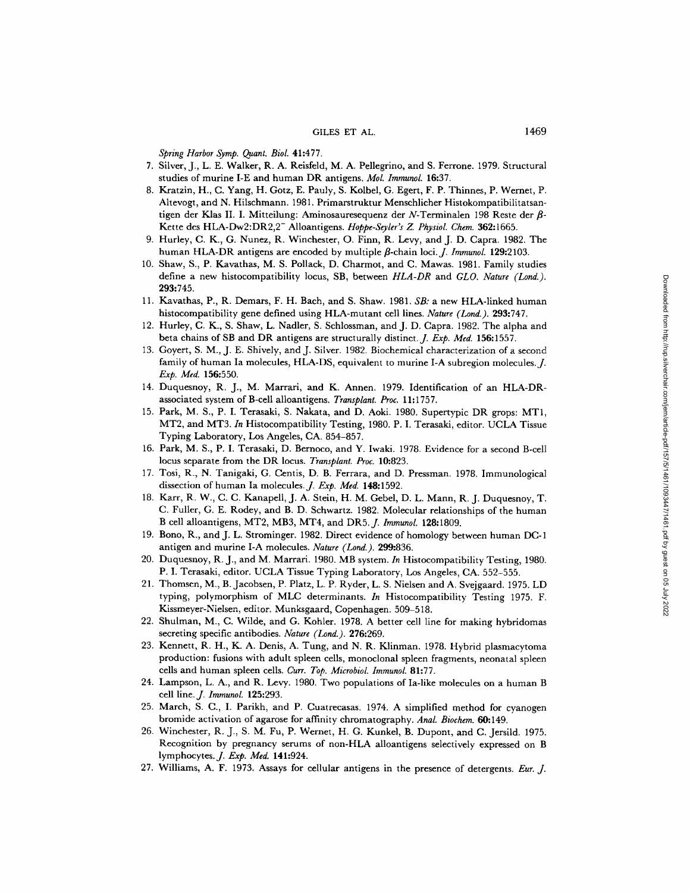*Spring Harbor Symp. Quant. Biol.* **41**:477.

7. Silver, J., L. E. Walker, R. A. Reisfeld, M. A. Pellegrino, and S. Ferrone. 1979. Structural studies of murine I-E and human DR antigens. *Mol. Immunol.* **16**:37.
8. Kratzin, H., C. Yang, H. Gotz, E. Pauly, S. Kolbel, G. Egert, F. P. Thinnes, P. Wernet, P. Altevogt, and N. Hilschmann. 1981. Primarstruktur Menschlicher Histokompatibilitatsantigen der Klas II. I. Mitteilung: Aminosauresequenz der *N*-Terminalen 198 Reste der $\beta$-Kette des HLA-Dw2:DR2,2$^-$ Alloantigens. *Hoppe-Seyler's Z. Physiol. Chem.* **362**:1665.
9. Hurley, C. K., G. Nunez, R. Winchester, O. Finn, R. Levy, and J. D. Capra. 1982. The human HLA-DR antigens are encoded by multiple $\beta$-chain loci. *J. Immunol.* **129**:2103.
10. Shaw, S., P. Kavathas, M. S. Pollack, D. Charmot, and C. Mawas. 1981. Family studies define a new histocompatibility locus, SB, between *HLA-DR* and *GLO*. *Nature (Lond.).* **293**:745.
11. Kavathas, P., R. Demars, F. H. Bach, and S. Shaw. 1981. *SB:* a new HLA-linked human histocompatibility gene defined using HLA-mutant cell lines. *Nature (Lond.).* **293**:747.
12. Hurley, C. K., S. Shaw, L. Nadler, S. Schlossman, and J. D. Capra. 1982. The alpha and beta chains of SB and DR antigens are structurally distinct. *J. Exp. Med.* **156**:1557.
13. Goyert, S. M., J. E. Shively, and J. Silver. 1982. Biochemical characterization of a second family of human Ia molecules, HLA-DS, equivalent to murine I-A subregion molecules. *J. Exp. Med.* **156**:550.
14. Duquesnoy, R. J., M. Marrari, and K. Annen. 1979. Identification of an HLA-DR-associated system of B-cell alloantigens. *Transplant. Proc.* **11**:1757.
15. Park, M. S., P. I. Terasaki, S. Nakata, and D. Aoki. 1980. Supertypic DR grops: MT1, MT2, and MT3. *In* Histocompatibility Testing, 1980. P. I. Terasaki, editor. UCLA Tissue Typing Laboratory, Los Angeles, CA. 854–857.
16. Park, M. S., P. I. Terasaki, D. Bernoco, and Y. Iwaki. 1978. Evidence for a second B-cell locus separate from the DR locus. *Transplant. Proc.* **10**:823.
17. Tosi, R., N. Tanigaki, G. Centis, D. B. Ferrara, and D. Pressman. 1978. Immunological dissection of human Ia molecules. *J. Exp. Med.* **148**:1592.
18. Karr, R. W., C. C. Kanapell, J. A. Stein, H. M. Gebel, D. L. Mann, R. J. Duquesnoy, T. C. Fuller, G. E. Rodey, and B. D. Schwartz. 1982. Molecular relationships of the human B cell alloantigens, MT2, MB3, MT4, and DR5. *J. Immunol.* **128**:1809.
19. Bono, R., and J. L. Strominger. 1982. Direct evidence of homology between human DC-1 antigen and murine I-A molecules. *Nature (Lond.).* **299**:836.
20. Duquesnoy, R. J., and M. Marrari. 1980. MB system. *In* Histocompatibility Testing, 1980. P. I. Terasaki, editor. UCLA Tissue Typing Laboratory, Los Angeles, CA. 552–555.
21. Thomsen, M., B. Jacobsen, P. Platz, L. P. Ryder, L. S. Nielsen and A. Svejgaard. 1975. LD typing, polymorphism of MLC determinants. *In* Histocompatibility Testing 1975. F. Kissmeyer-Nielsen, editor. Munksgaard, Copenhagen. 509–518.
22. Shulman, M., C. Wilde, and G. Kohler. 1978. A better cell line for making hybridomas secreting specific antibodies. *Nature (Lond.).* **276**:269.
23. Kennett, R. H., K. A. Denis, A. Tung, and N. R. Klinman. 1978. Hybrid plasmacytoma production: fusions with adult spleen cells, monoclonal spleen fragments, neonatal spleen cells and human spleen cells. *Curr. Top. Microbiol. Immunol.* **81**:77.
24. Lampson, L. A., and R. Levy. 1980. Two populations of Ia-like molecules on a human B cell line. *J. Immunol.* **125**:293.
25. March, S. C., I. Parikh, and P. Cuatrecasas. 1974. A simplified method for cyanogen bromide activation of agarose for affinity chromatography. *Anal. Biochem.* **60**:149.
26. Winchester, R. J., S. M. Fu, P. Wernet, H. G. Kunkel, B. Dupont, and C. Jersild. 1975. Recognition by pregnancy serums of non-HLA alloantigens selectively expressed on B lymphocytes. *J. Exp. Med.* **141**:924.
27. Williams, A. F. 1973. Assays for cellular antigens in the presence of detergents. *Eur. J.*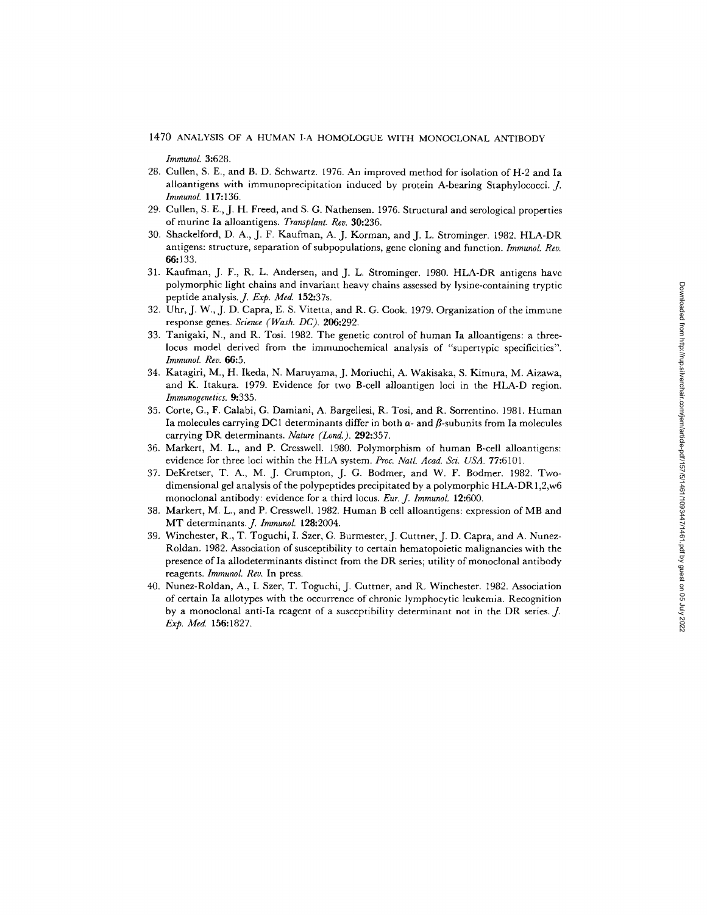*Immunol.* **3:**628.

28. Cullen, S. E., and B. D. Schwartz. 1976. An improved method for isolation of H-2 and Ia alloantigens with immunoprecipitation induced by protein A-bearing Staphylococci. *J. Immunol.* **117:**136.
29. Cullen, S. E., J. H. Freed, and S. G. Nathensen. 1976. Structural and serological properties of murine Ia alloantigens. *Transplant. Rev.* **30:**236.
30. Shackelford, D. A., J. F. Kaufman, A. J. Korman, and J. L. Strominger. 1982. HLA-DR antigens: structure, separation of subpopulations, gene cloning and function. *Immunol. Rev.* **66:**133.
31. Kaufman, J. F., R. L. Andersen, and J. L. Strominger. 1980. HLA-DR antigens have polymorphic light chains and invariant heavy chains assessed by lysine-containing tryptic peptide analysis. *J. Exp. Med.* **152:**37s.
32. Uhr, J. W., J. D. Capra, E. S. Vitetta, and R. G. Cook. 1979. Organization of the immune response genes. *Science (Wash. DC).* **206:**292.
33. Tanigaki, N., and R. Tosi. 1982. The genetic control of human Ia alloantigens: a three-locus model derived from the immunochemical analysis of "supertypic specificities". *Immunol. Rev.* **66:**5.
34. Katagiri, M., H. Ikeda, N. Maruyama, J. Moriuchi, A. Wakisaka, S. Kimura, M. Aizawa, and K. Itakura. 1979. Evidence for two B-cell alloantigen loci in the HLA-D region. *Immunogenetics.* **9:**335.
35. Corte, G., F. Calabi, G. Damiani, A. Bargellesi, R. Tosi, and R. Sorrentino. 1981. Human Ia molecules carrying DC1 determinants differ in both α- and β-subunits from Ia molecules carrying DR determinants. *Nature (Lond.).* **292:**357.
36. Markert, M. L., and P. Cresswell. 1980. Polymorphism of human B-cell alloantigens: evidence for three loci within the HLA system. *Proc. Natl. Acad. Sci. USA.* **77:**6101.
37. DeKretser, T. A., M. J. Crumpton, J. G. Bodmer, and W. F. Bodmer. 1982. Two-dimensional gel analysis of the polypeptides precipitated by a polymorphic HLA-DR1,2,w6 monoclonal antibody: evidence for a third locus. *Eur. J. Immunol.* **12:**600.
38. Markert, M. L., and P. Cresswell. 1982. Human B cell alloantigens: expression of MB and MT determinants. *J. Immunol.* **128:**2004.
39. Winchester, R., T. Toguchi, I. Szer, G. Burmester, J. Cuttner, J. D. Capra, and A. Nunez-Roldan. 1982. Association of susceptibility to certain hematopoietic malignancies with the presence of Ia allodeterminants distinct from the DR series; utility of monoclonal antibody reagents. *Immunol. Rev.* In press.
40. Nunez-Roldan, A., I. Szer, T. Toguchi, J. Cuttner, and R. Winchester. 1982. Association of certain Ia allotypes with the occurrence of chronic lymphocytic leukemia. Recognition by a monoclonal anti-Ia reagent of a susceptibility determinant not in the DR series. *J. Exp. Med.* **156:**1827.